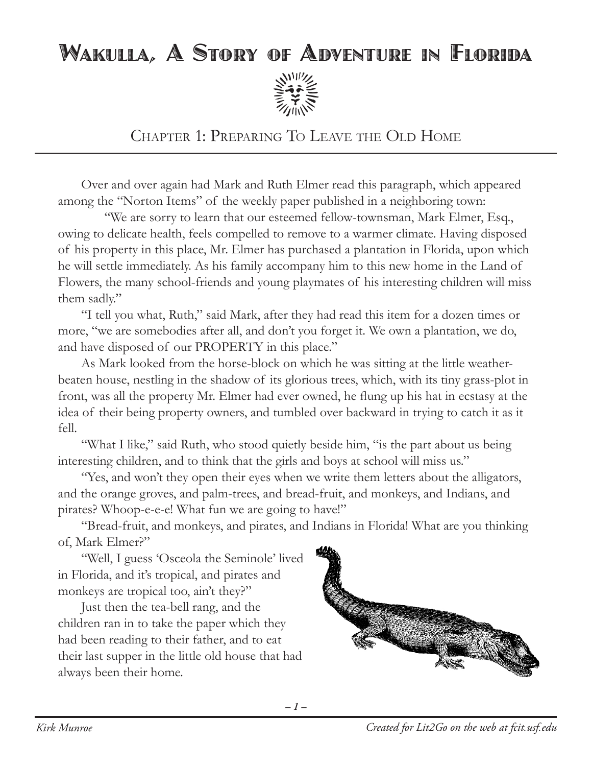# Wakulla, A Story of Adventure in Florida

## Chapter 1: Preparing To Leave the Old Home

Over and over again had Mark and Ruth Elmer read this paragraph, which appeared among the "Norton Items" of the weekly paper published in a neighboring town:

"We are sorry to learn that our esteemed fellow-townsman, Mark Elmer, Esq., owing to delicate health, feels compelled to remove to a warmer climate. Having disposed of his property in this place, Mr. Elmer has purchased a plantation in Florida, upon which he will settle immediately. As his family accompany him to this new home in the Land of Flowers, the many school-friends and young playmates of his interesting children will miss them sadly."

"I tell you what, Ruth," said Mark, after they had read this item for a dozen times or more, "we are somebodies after all, and don't you forget it. We own a plantation, we do, and have disposed of our PROPERTY in this place."

As Mark looked from the horse-block on which he was sitting at the little weather-beaten house, nestling in the shadow of its glorious trees, which, with its tiny grass-plot in front, was all the property Mr. Elmer had ever owned, he flung up his hat in ecstasy at the idea of their being property owners, and tumbled over backward in trying to catch it as it fell.

"What I like," said Ruth, who stood quietly beside him, "is the part about us being interesting children, and to think that the girls and boys at school will miss us."

"Yes, and won't they open their eyes when we write them letters about the alligators, and the orange groves, and palm-trees, and bread-fruit, and monkeys, and Indians, and pirates? Whoop-e-e-e! What fun we are going to have!"

"Bread-fruit, and monkeys, and pirates, and Indians in Florida! What are you thinking of, Mark Elmer?"

"Well, I guess 'Osceola the Seminole' lived in Florida, and it's tropical, and pirates and monkeys are tropical too, ain't they?"

Just then the tea-bell rang, and the children ran in to take the paper which they had been reading to their father, and to eat their last supper in the little old house that had always been their home.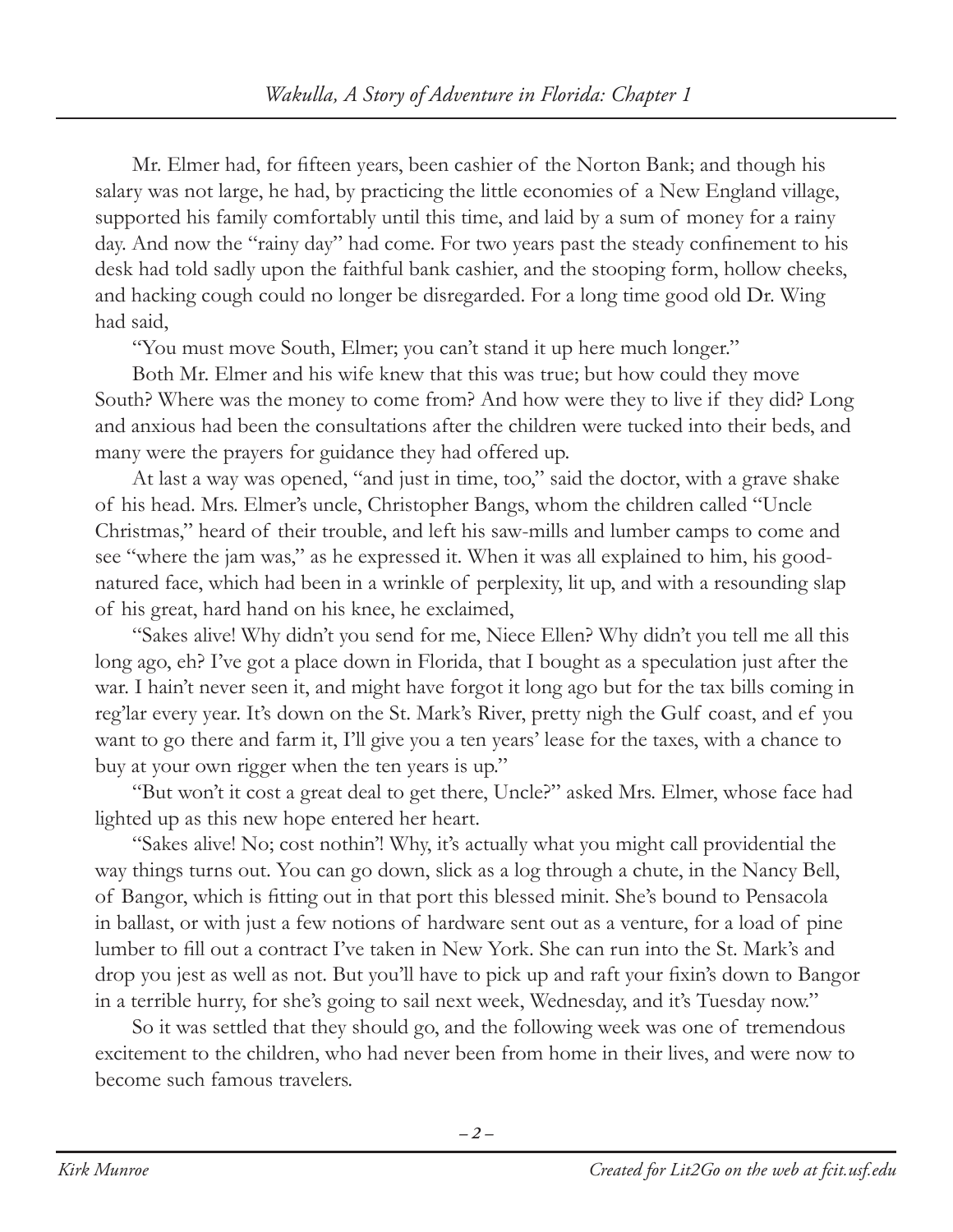Mr. Elmer had, for fifteen years, been cashier of the Norton Bank; and though his salary was not large, he had, by practicing the little economies of a New England village, supported his family comfortably until this time, and laid by a sum of money for a rainy day. And now the "rainy day" had come. For two years past the steady confinement to his desk had told sadly upon the faithful bank cashier, and the stooping form, hollow cheeks, and hacking cough could no longer be disregarded. For a long time good old Dr. Wing had said,

"You must move South, Elmer; you can't stand it up here much longer."

Both Mr. Elmer and his wife knew that this was true; but how could they move South? Where was the money to come from? And how were they to live if they did? Long and anxious had been the consultations after the children were tucked into their beds, and many were the prayers for guidance they had offered up.

At last a way was opened, "and just in time, too," said the doctor, with a grave shake of his head. Mrs. Elmer's uncle, Christopher Bangs, whom the children called "Uncle Christmas," heard of their trouble, and left his saw-mills and lumber camps to come and see "where the jam was," as he expressed it. When it was all explained to him, his good-natured face, which had been in a wrinkle of perplexity, lit up, and with a resounding slap of his great, hard hand on his knee, he exclaimed,

"Sakes alive! Why didn't you send for me, Niece Ellen? Why didn't you tell me all this long ago, eh? I've got a place down in Florida, that I bought as a speculation just after the war. I hain't never seen it, and might have forgot it long ago but for the tax bills coming in reg'lar every year. It's down on the St. Mark's River, pretty nigh the Gulf coast, and ef you want to go there and farm it, I'll give you a ten years' lease for the taxes, with a chance to buy at your own rigger when the ten years is up."

"But won't it cost a great deal to get there, Uncle?" asked Mrs. Elmer, whose face had lighted up as this new hope entered her heart.

"Sakes alive! No; cost nothin'! Why, it's actually what you might call providential the way things turns out. You can go down, slick as a log through a chute, in the Nancy Bell, of Bangor, which is fitting out in that port this blessed minit. She's bound to Pensacola in ballast, or with just a few notions of hardware sent out as a venture, for a load of pine lumber to fill out a contract I've taken in New York. She can run into the St. Mark's and drop you jest as well as not. But you'll have to pick up and raft your fixin's down to Bangor in a terrible hurry, for she's going to sail next week, Wednesday, and it's Tuesday now."

So it was settled that they should go, and the following week was one of tremendous excitement to the children, who had never been from home in their lives, and were now to become such famous travelers.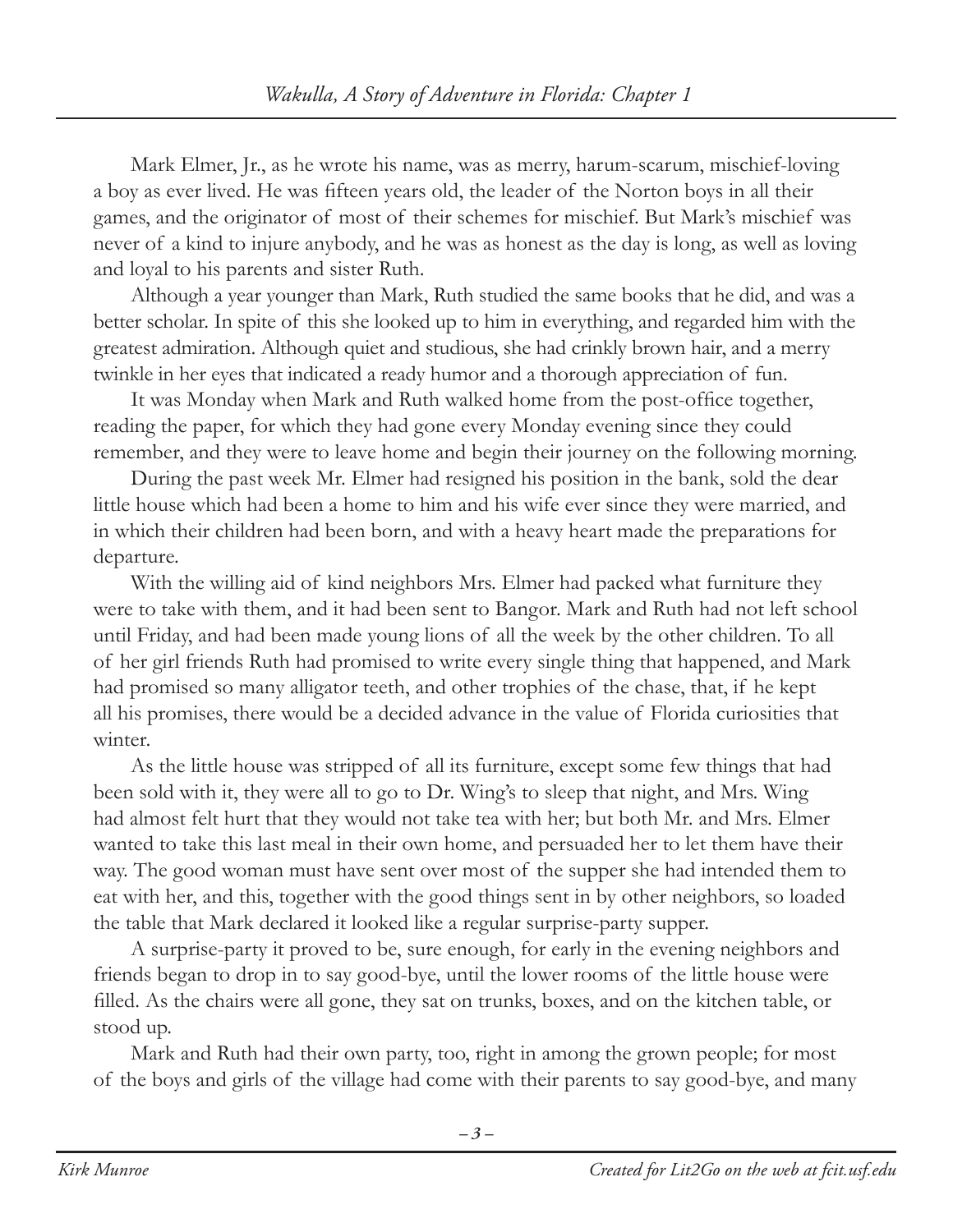Mark Elmer, Jr., as he wrote his name, was as merry, harum-scarum, mischief-loving a boy as ever lived. He was fifteen years old, the leader of the Norton boys in all their games, and the originator of most of their schemes for mischief. But Mark's mischief was never of a kind to injure anybody, and he was as honest as the day is long, as well as loving and loyal to his parents and sister Ruth.

Although a year younger than Mark, Ruth studied the same books that he did, and was a better scholar. In spite of this she looked up to him in everything, and regarded him with the greatest admiration. Although quiet and studious, she had crinkly brown hair, and a merry twinkle in her eyes that indicated a ready humor and a thorough appreciation of fun.

It was Monday when Mark and Ruth walked home from the post-office together, reading the paper, for which they had gone every Monday evening since they could remember, and they were to leave home and begin their journey on the following morning.

During the past week Mr. Elmer had resigned his position in the bank, sold the dear little house which had been a home to him and his wife ever since they were married, and in which their children had been born, and with a heavy heart made the preparations for departure.

With the willing aid of kind neighbors Mrs. Elmer had packed what furniture they were to take with them, and it had been sent to Bangor. Mark and Ruth had not left school until Friday, and had been made young lions of all the week by the other children. To all of her girl friends Ruth had promised to write every single thing that happened, and Mark had promised so many alligator teeth, and other trophies of the chase, that, if he kept all his promises, there would be a decided advance in the value of Florida curiosities that winter.

As the little house was stripped of all its furniture, except some few things that had been sold with it, they were all to go to Dr. Wing's to sleep that night, and Mrs. Wing had almost felt hurt that they would not take tea with her; but both Mr. and Mrs. Elmer wanted to take this last meal in their own home, and persuaded her to let them have their way. The good woman must have sent over most of the supper she had intended them to eat with her, and this, together with the good things sent in by other neighbors, so loaded the table that Mark declared it looked like a regular surprise-party supper.

A surprise-party it proved to be, sure enough, for early in the evening neighbors and friends began to drop in to say good-bye, until the lower rooms of the little house were filled. As the chairs were all gone, they sat on trunks, boxes, and on the kitchen table, or stood up.

Mark and Ruth had their own party, too, right in among the grown people; for most of the boys and girls of the village had come with their parents to say good-bye, and many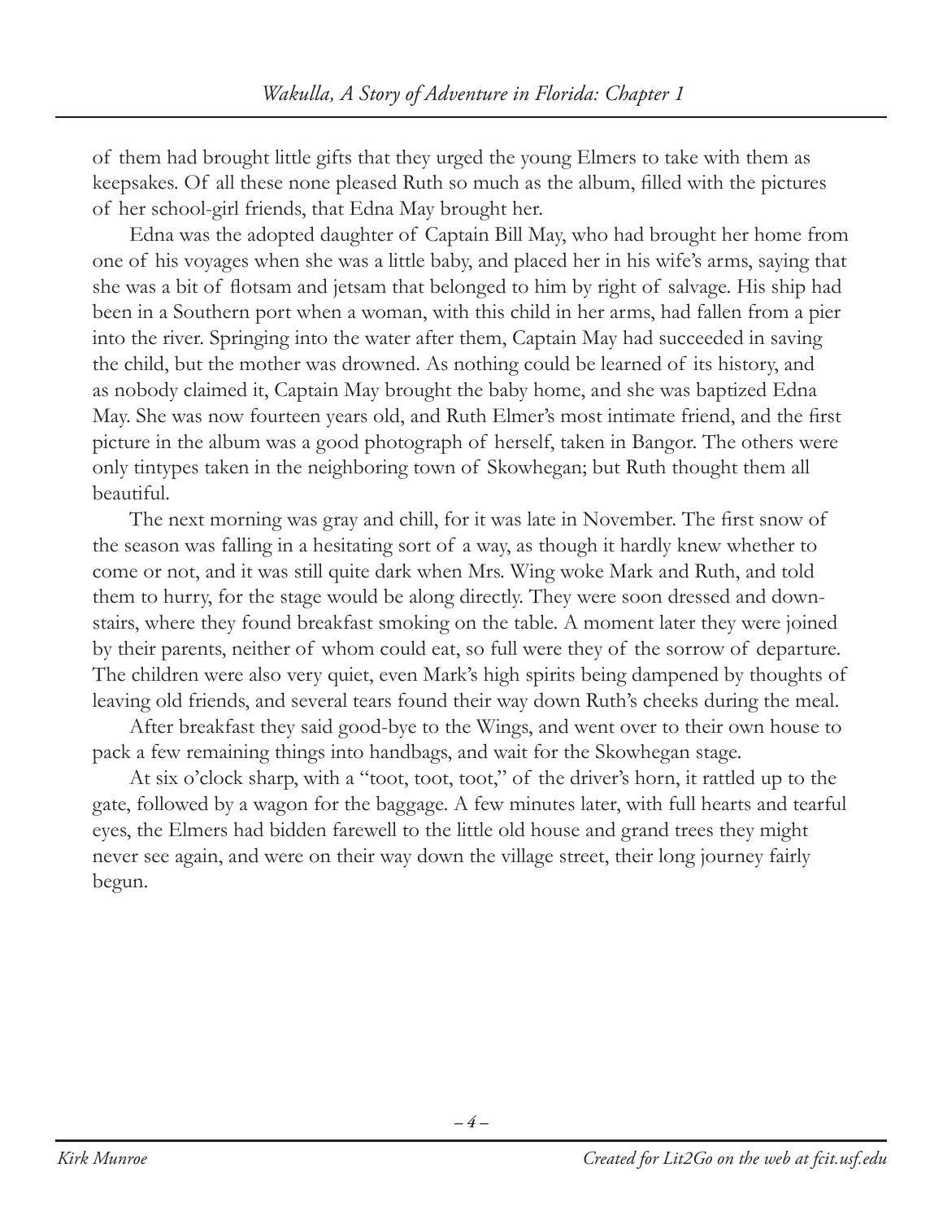of them had brought little gifts that they urged the young Elmers to take with them as keepsakes. Of all these none pleased Ruth so much as the album, filled with the pictures of her school-girl friends, that Edna May brought her.

Edna was the adopted daughter of Captain Bill May, who had brought her home from one of his voyages when she was a little baby, and placed her in his wife's arms, saying that she was a bit of flotsam and jetsam that belonged to him by right of salvage. His ship had been in a Southern port when a woman, with this child in her arms, had fallen from a pier into the river. Springing into the water after them, Captain May had succeeded in saving the child, but the mother was drowned. As nothing could be learned of its history, and as nobody claimed it, Captain May brought the baby home, and she was baptized Edna May. She was now fourteen years old, and Ruth Elmer's most intimate friend, and the first picture in the album was a good photograph of herself, taken in Bangor. The others were only tintypes taken in the neighboring town of Skowhegan; but Ruth thought them all beautiful.

The next morning was gray and chill, for it was late in November. The first snow of the season was falling in a hesitating sort of a way, as though it hardly knew whether to come or not, and it was still quite dark when Mrs. Wing woke Mark and Ruth, and told them to hurry, for the stage would be along directly. They were soon dressed and down-stairs, where they found breakfast smoking on the table. A moment later they were joined by their parents, neither of whom could eat, so full were they of the sorrow of departure. The children were also very quiet, even Mark's high spirits being dampened by thoughts of leaving old friends, and several tears found their way down Ruth's cheeks during the meal.

After breakfast they said good-bye to the Wings, and went over to their own house to pack a few remaining things into handbags, and wait for the Skowhegan stage.

At six o'clock sharp, with a "toot, toot, toot," of the driver's horn, it rattled up to the gate, followed by a wagon for the baggage. A few minutes later, with full hearts and tearful eyes, the Elmers had bidden farewell to the little old house and grand trees they might never see again, and were on their way down the village street, their long journey fairly begun.